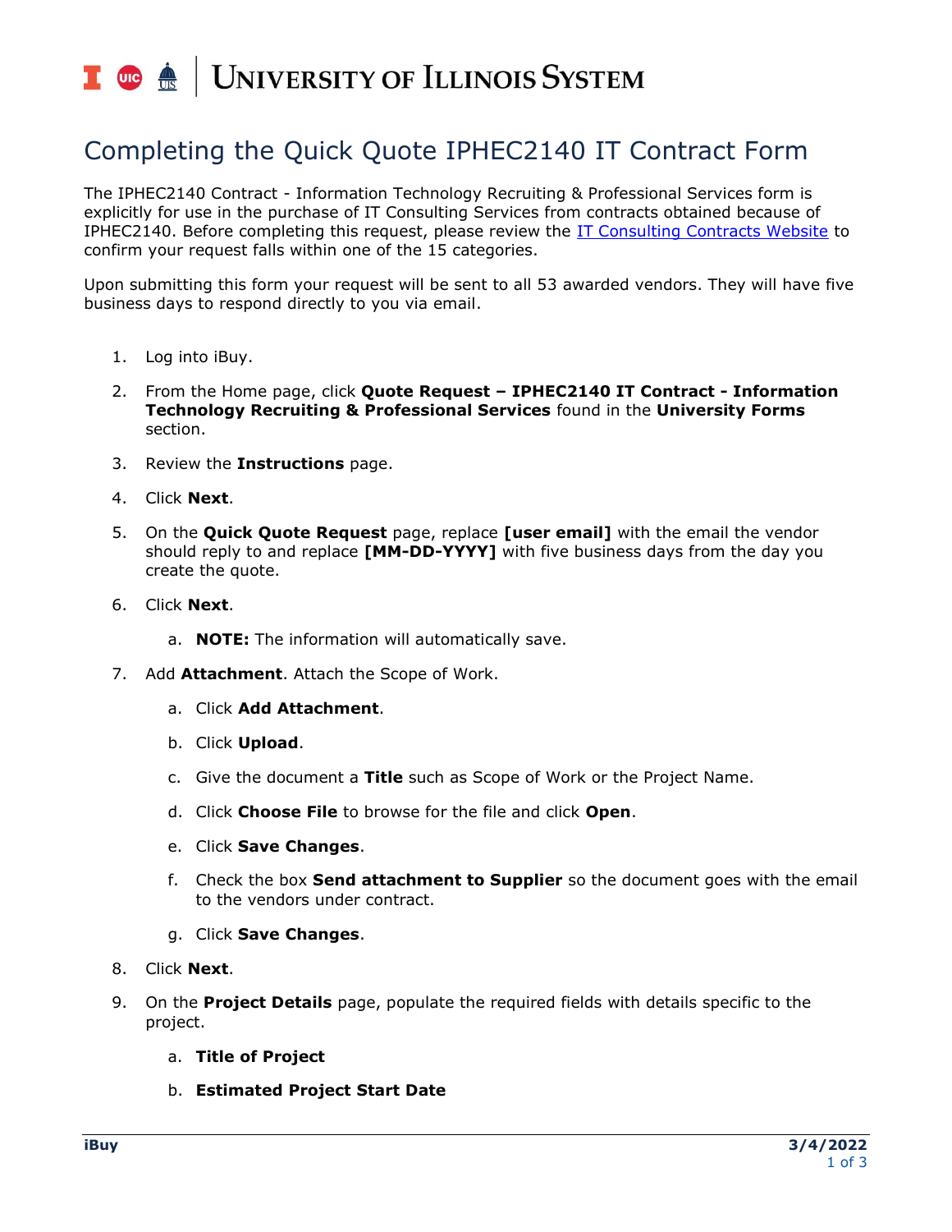# Completing the Quick Quote IPHEC2140 IT Contract Form

The IPHEC2140 Contract - Information Technology Recruiting & Professional Services form is explicitly for use in the purchase of IT Consulting Services from contracts obtained because of IPHEC2140. Before completing this request, please review the [IT Consulting Contracts Website]() to confirm your request falls within one of the 15 categories.

Upon submitting this form your request will be sent to all 53 awarded vendors. They will have five business days to respond directly to you via email.

1. Log into iBuy.
2. From the Home page, click **Quote Request – IPHEC2140 IT Contract - Information Technology Recruiting & Professional Services** found in the **University Forms** section.
3. Review the **Instructions** page.
4. Click **Next**.
5. On the **Quick Quote Request** page, replace **[user email]** with the email the vendor should reply to and replace **[MM-DD-YYYY]** with five business days from the day you create the quote.
6. Click **Next**.
    a. **NOTE:** The information will automatically save.
7. Add **Attachment**. Attach the Scope of Work.
    a. Click **Add Attachment**.
    b. Click **Upload**.
    c. Give the document a **Title** such as Scope of Work or the Project Name.
    d. Click **Choose File** to browse for the file and click **Open**.
    e. Click **Save Changes**.
    f. Check the box **Send attachment to Supplier** so the document goes with the email to the vendors under contract.
    g. Click **Save Changes**.
8. Click **Next**.
9. On the **Project Details** page, populate the required fields with details specific to the project.
    a. **Title of Project**
    b. **Estimated Project Start Date**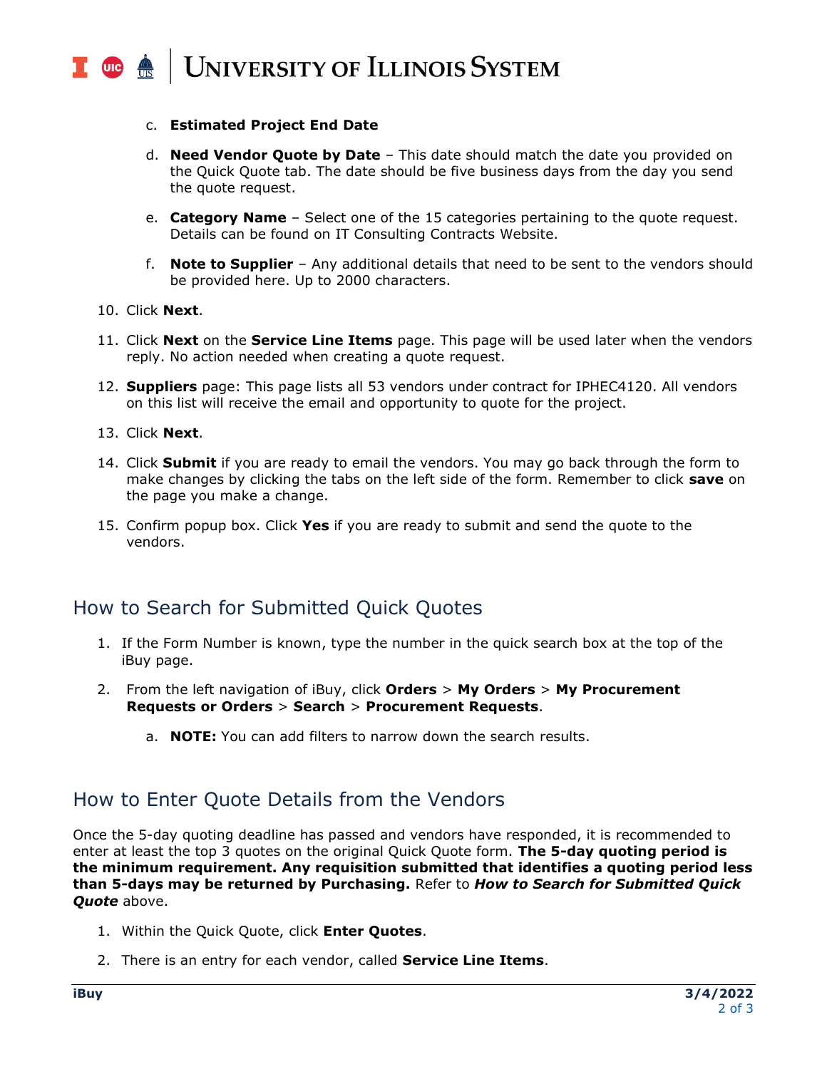c. **Estimated Project End Date**

   d. **Need Vendor Quote by Date** – This date should match the date you provided on the Quick Quote tab. The date should be five business days from the day you send the quote request.

   e. **Category Name** – Select one of the 15 categories pertaining to the quote request. Details can be found on IT Consulting Contracts Website.

   f. **Note to Supplier** – Any additional details that need to be sent to the vendors should be provided here. Up to 2000 characters.

10. Click **Next**.

11. Click **Next** on the **Service Line Items** page. This page will be used later when the vendors reply. No action needed when creating a quote request.

12. **Suppliers** page: This page lists all 53 vendors under contract for IPHEC4120. All vendors on this list will receive the email and opportunity to quote for the project.

13. Click **Next**.

14. Click **Submit** if you are ready to email the vendors. You may go back through the form to make changes by clicking the tabs on the left side of the form. Remember to click **save** on the page you make a change.

15. Confirm popup box. Click **Yes** if you are ready to submit and send the quote to the vendors.

## How to Search for Submitted Quick Quotes

1. If the Form Number is known, type the number in the quick search box at the top of the iBuy page.

2. From the left navigation of iBuy, click **Orders** > **My Orders** > **My Procurement Requests or Orders** > **Search** > **Procurement Requests**.

   a. **NOTE:** You can add filters to narrow down the search results.

## How to Enter Quote Details from the Vendors

Once the 5-day quoting deadline has passed and vendors have responded, it is recommended to enter at least the top 3 quotes on the original Quick Quote form. **The 5-day quoting period is the minimum requirement. Any requisition submitted that identifies a quoting period less than 5-days may be returned by Purchasing.** Refer to ***How to Search for Submitted Quick Quote*** above.

1. Within the Quick Quote, click **Enter Quotes**.

2. There is an entry for each vendor, called **Service Line Items**.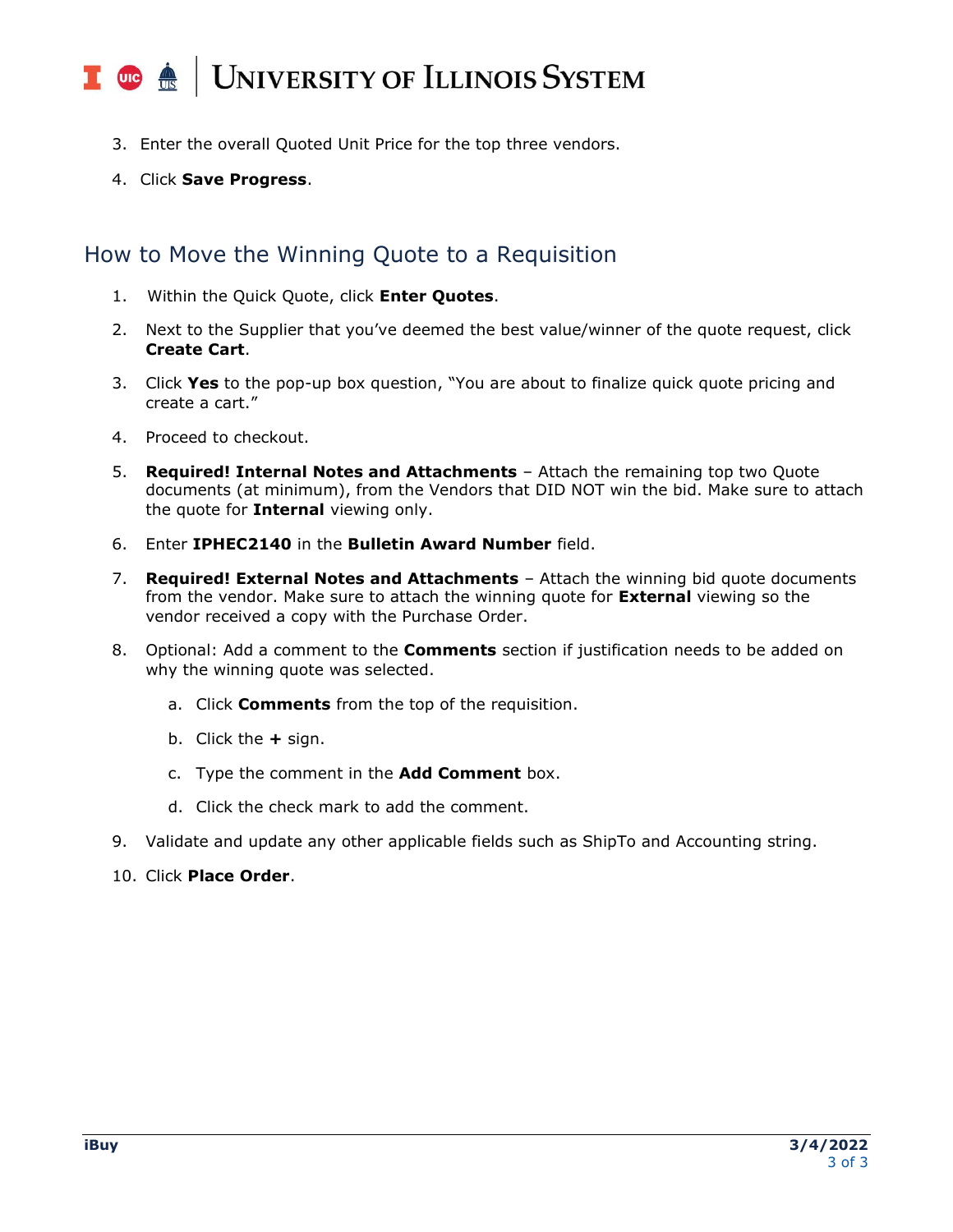3. Enter the overall Quoted Unit Price for the top three vendors.
4. Click **Save Progress**.

## How to Move the Winning Quote to a Requisition

1. Within the Quick Quote, click **Enter Quotes**.
2. Next to the Supplier that you've deemed the best value/winner of the quote request, click **Create Cart**.
3. Click **Yes** to the pop-up box question, "You are about to finalize quick quote pricing and create a cart."
4. Proceed to checkout.
5. **Required! Internal Notes and Attachments** – Attach the remaining top two Quote documents (at minimum), from the Vendors that DID NOT win the bid. Make sure to attach the quote for **Internal** viewing only.
6. Enter **IPHEC2140** in the **Bulletin Award Number** field.
7. **Required! External Notes and Attachments** – Attach the winning bid quote documents from the vendor. Make sure to attach the winning quote for **External** viewing so the vendor received a copy with the Purchase Order.
8. Optional: Add a comment to the **Comments** section if justification needs to be added on why the winning quote was selected.
   a. Click **Comments** from the top of the requisition.
   b. Click the **+** sign.
   c. Type the comment in the **Add Comment** box.
   d. Click the check mark to add the comment.
9. Validate and update any other applicable fields such as ShipTo and Accounting string.
10. Click **Place Order**.